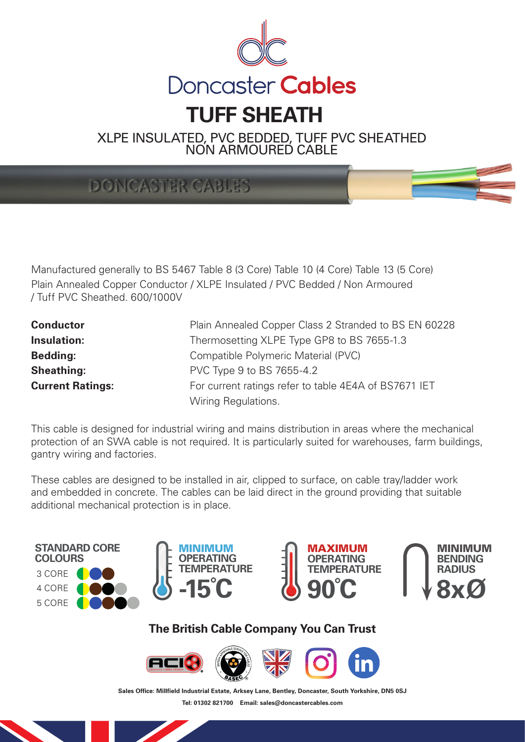Doncaster Cables

# TUFF SHEATH

## XLPE INSULATED, PVC BEDDED, TUFF PVC SHEATHED NON ARMOURED CABLE

DONCASTER CABLES

Manufactured generally to BS 5467 Table 8 (3 Core) Table 10 (4 Core) Table 13 (5 Core)
Plain Annealed Copper Conductor / XLPE Insulated / PVC Bedded / Non Armoured / Tuff PVC Sheathed. 600/1000V

| | |
|---|---|
| **Conductor** | Plain Annealed Copper Class 2 Stranded to BS EN 60228 |
| **Insulation:** | Thermosetting XLPE Type GP8 to BS 7655-1.3 |
| **Bedding:** | Compatible Polymeric Material (PVC) |
| **Sheathing:** | PVC Type 9 to BS 7655-4.2 |
| **Current Ratings:** | For current ratings refer to table 4E4A of BS7671 IET Wiring Regulations. |

This cable is designed for industrial wiring and mains distribution in areas where the mechanical protection of an SWA cable is not required. It is particularly suited for warehouses, farm buildings, gantry wiring and factories.

These cables are designed to be installed in air, clipped to surface, on cable tray/ladder work and embedded in concrete. The cables can be laid direct in the ground providing that suitable additional mechanical protection is in place.

**STANDARD CORE COLOURS**
3 CORE
4 CORE
5 CORE

**MINIMUM OPERATING TEMPERATURE**
**-15°C**

**MAXIMUM OPERATING TEMPERATURE**
**90°C**

**MINIMUM BENDING RADIUS**
**8xØ**

**The British Cable Company You Can Trust**

**Sales Office: Millfield Industrial Estate, Arksey Lane, Bentley, Doncaster, South Yorkshire, DN5 0SJ**
**Tel: 01302 821700 Email: sales@doncastercables.com**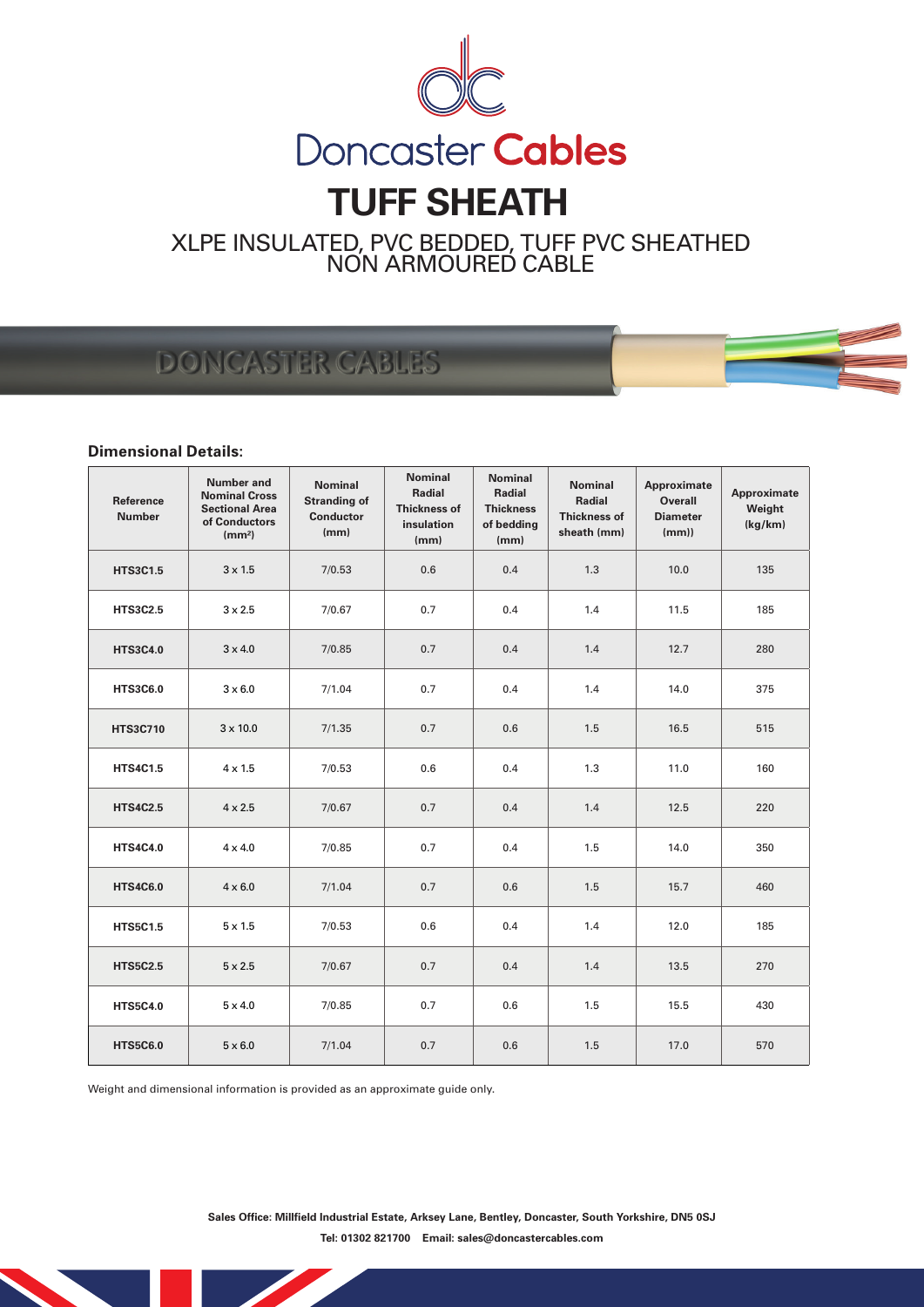# Doncaster Cables

# TUFF SHEATH

## XLPE INSULATED, PVC BEDDED, TUFF PVC SHEATHED NON ARMOURED CABLE

### Dimensional Details:

| Reference Number | Number and Nominal Cross Sectional Area of Conductors ($mm^2$) | Nominal Stranding of Conductor (mm) | Nominal Radial Thickness of insulation (mm) | Nominal Radial Thickness of bedding (mm) | Nominal Radial Thickness of sheath (mm) | Approximate Overall Diameter (mm)) | Approximate Weight (kg/km) |
|---|---|---|---|---|---|---|---|
| **HTS3C1.5** | 3 x 1.5 | 7/0.53 | 0.6 | 0.4 | 1.3 | 10.0 | 135 |
| **HTS3C2.5** | 3 x 2.5 | 7/0.67 | 0.7 | 0.4 | 1.4 | 11.5 | 185 |
| **HTS3C4.0** | 3 x 4.0 | 7/0.85 | 0.7 | 0.4 | 1.4 | 12.7 | 280 |
| **HTS3C6.0** | 3 x 6.0 | 7/1.04 | 0.7 | 0.4 | 1.4 | 14.0 | 375 |
| **HTS3C710** | 3 x 10.0 | 7/1.35 | 0.7 | 0.6 | 1.5 | 16.5 | 515 |
| **HTS4C1.5** | 4 x 1.5 | 7/0.53 | 0.6 | 0.4 | 1.3 | 11.0 | 160 |
| **HTS4C2.5** | 4 x 2.5 | 7/0.67 | 0.7 | 0.4 | 1.4 | 12.5 | 220 |
| **HTS4C4.0** | 4 x 4.0 | 7/0.85 | 0.7 | 0.4 | 1.5 | 14.0 | 350 |
| **HTS4C6.0** | 4 x 6.0 | 7/1.04 | 0.7 | 0.6 | 1.5 | 15.7 | 460 |
| **HTS5C1.5** | 5 x 1.5 | 7/0.53 | 0.6 | 0.4 | 1.4 | 12.0 | 185 |
| **HTS5C2.5** | 5 x 2.5 | 7/0.67 | 0.7 | 0.4 | 1.4 | 13.5 | 270 |
| **HTS5C4.0** | 5 x 4.0 | 7/0.85 | 0.7 | 0.6 | 1.5 | 15.5 | 430 |
| **HTS5C6.0** | 5 x 6.0 | 7/1.04 | 0.7 | 0.6 | 1.5 | 17.0 | 570 |

Weight and dimensional information is provided as an approximate guide only.

**Sales Office: Millfield Industrial Estate, Arksey Lane, Bentley, Doncaster, South Yorkshire, DN5 0SJ**

**Tel: 01302 821700 Email: sales@doncastercables.com**